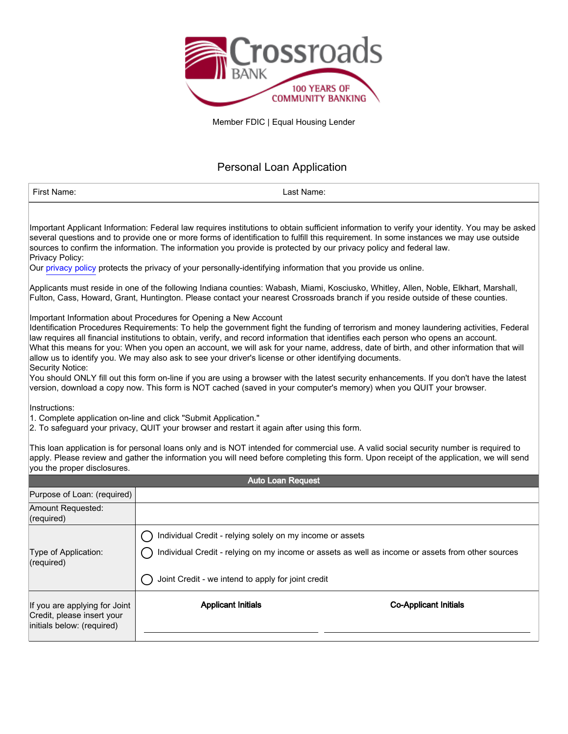Crossroads BANK
100 YEARS OF COMMUNITY BANKING

Member FDIC | Equal Housing Lender

# Personal Loan Application

| First Name: | Last Name: |
|---|---|

Important Applicant Information: Federal law requires institutions to obtain sufficient information to verify your identity. You may be asked several questions and to provide one or more forms of identification to fulfill this requirement. In some instances we may use outside sources to confirm the information. The information you provide is protected by our privacy policy and federal law.
Privacy Policy:
Our privacy policy protects the privacy of your personally-identifying information that you provide us online.

Applicants must reside in one of the following Indiana counties: Wabash, Miami, Kosciusko, Whitley, Allen, Noble, Elkhart, Marshall, Fulton, Cass, Howard, Grant, Huntington. Please contact your nearest Crossroads branch if you reside outside of these counties.

Important Information about Procedures for Opening a New Account
Identification Procedures Requirements: To help the government fight the funding of terrorism and money laundering activities, Federal law requires all financial institutions to obtain, verify, and record information that identifies each person who opens an account.
What this means for you: When you open an account, we will ask for your name, address, date of birth, and other information that will allow us to identify you. We may also ask to see your driver's license or other identifying documents.
Security Notice:
You should ONLY fill out this form on-line if you are using a browser with the latest security enhancements. If you don't have the latest version, download a copy now. This form is NOT cached (saved in your computer's memory) when you QUIT your browser.

Instructions:
1. Complete application on-line and click "Submit Application."
2. To safeguard your privacy, QUIT your browser and restart it again after using this form.

This loan application is for personal loans only and is NOT intended for commercial use. A valid social security number is required to apply. Please review and gather the information you will need before completing this form. Upon receipt of the application, we will send you the proper disclosures.

| **Auto Loan Request** | | |
|---|---|---|
| Purpose of Loan: (required) | | |
| Amount Requested: (required) | | |
| Type of Application: (required) | ◯ Individual Credit - relying solely on my income or assets<br>◯ Individual Credit - relying on my income or assets as well as income or assets from other sources<br>◯ Joint Credit - we intend to apply for joint credit | |
| If you are applying for Joint Credit, please insert your initials below: (required) | **Applicant Initials** | **Co-Applicant Initials** |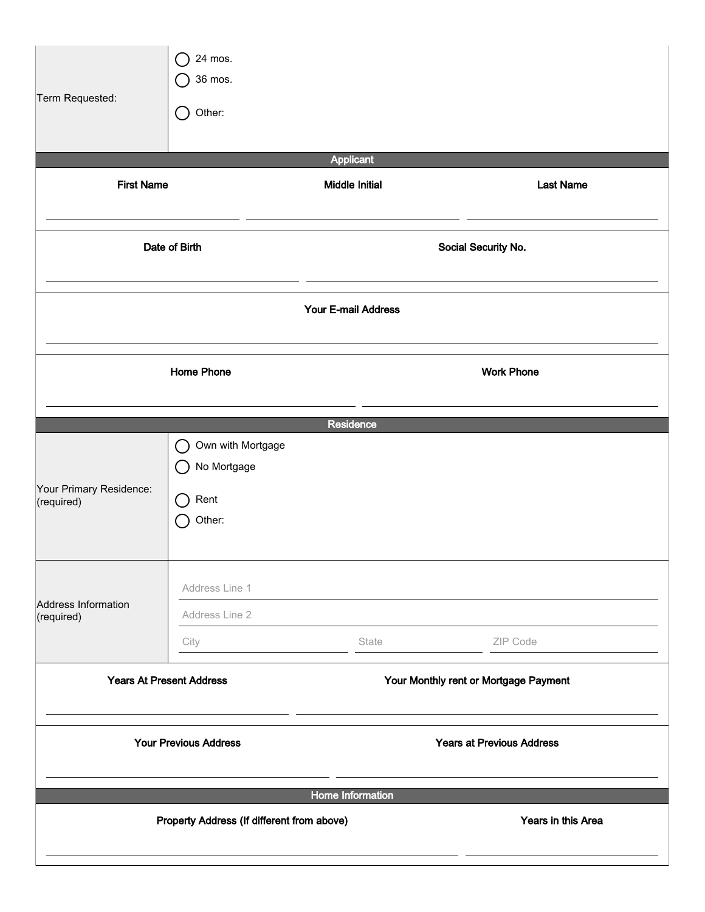| Term Requested: | ◯ 24 mos.<br>◯ 36 mos.<br>◯ Other: |
|---|---|

## Applicant

| First Name | Middle Initial | Last Name |
|---|---|---|
| | | |

| Date of Birth | Social Security No. |
|---|---|
| | |

| Your E-mail Address |
|---|
| |

| Home Phone | Work Phone |
|---|---|
| | |

## Residence

| Your Primary Residence: (required) | ◯ Own with Mortgage<br>◯ No Mortgage<br>◯ Rent<br>◯ Other: |
|---|---|
| Address Information (required) | Address Line 1<br>Address Line 2<br>City / State / ZIP Code |

| Years At Present Address | Your Monthly rent or Mortgage Payment |
|---|---|
| | |

| Your Previous Address | Years at Previous Address |
|---|---|
| | |

## Home Information

| Property Address (If different from above) | Years in this Area |
|---|---|
| | |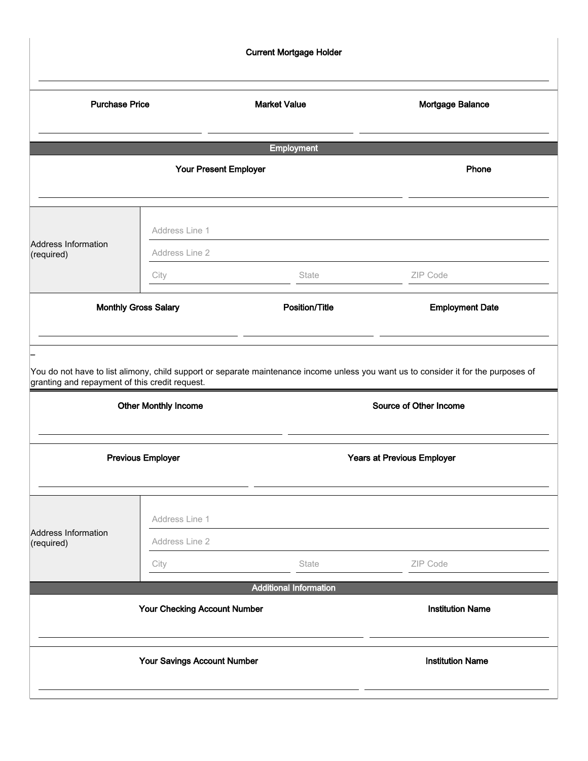**Current Mortgage Holder**

\_\_\_\_\_\_\_\_\_\_\_\_\_\_\_\_\_\_\_\_\_\_\_\_\_\_\_\_\_\_\_\_\_\_\_\_\_\_\_\_

| Purchase Price | Market Value | Mortgage Balance |
|---|---|---|
| | | |

## Employment

| Your Present Employer | Phone |
|---|---|
| | |

| Address Information (required) | |
|---|---|
| | Address Line 1 |
| | Address Line 2 |
| | City / State / ZIP Code |

| Monthly Gross Salary | Position/Title | Employment Date |
|---|---|---|
| | | |

–

You do not have to list alimony, child support or separate maintenance income unless you want us to consider it for the purposes of granting and repayment of this credit request.

| Other Monthly Income | Source of Other Income |
|---|---|
| | |

| Previous Employer | Years at Previous Employer |
|---|---|
| | |

| Address Information (required) | |
|---|---|
| | Address Line 1 |
| | Address Line 2 |
| | City / State / ZIP Code |

## Additional Information

| Your Checking Account Number | Institution Name |
|---|---|
| | |

| Your Savings Account Number | Institution Name |
|---|---|
| | |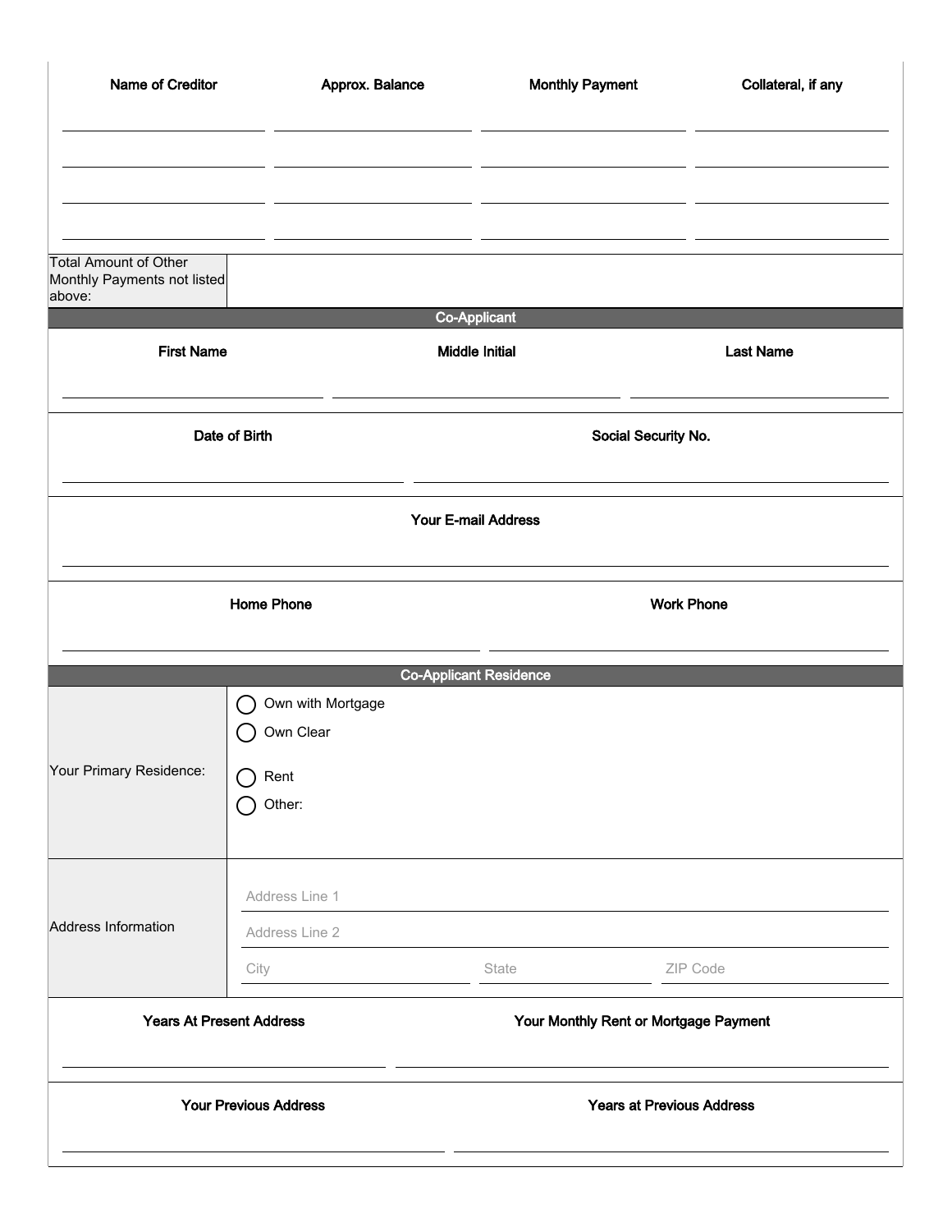| Name of Creditor | Approx. Balance | Monthly Payment | Collateral, if any |
|---|---|---|---|
| | | | |
| | | | |
| | | | |
| | | | |

| Total Amount of Other Monthly Payments not listed above: | |
|---|---|

## Co-Applicant

| First Name | Middle Initial | Last Name |
|---|---|---|
| | | |

| Date of Birth | Social Security No. |
|---|---|
| | |

| Your E-mail Address |
|---|
| |

| Home Phone | Work Phone |
|---|---|
| | |

## Co-Applicant Residence

| Your Primary Residence: | ◯ Own with Mortgage<br>◯ Own Clear<br>◯ Rent<br>◯ Other: |
|---|---|
| Address Information | Address Line 1<br>Address Line 2<br>City State ZIP Code |

| Years At Present Address | Your Monthly Rent or Mortgage Payment |
|---|---|
| | |

| Your Previous Address | Years at Previous Address |
|---|---|
| | |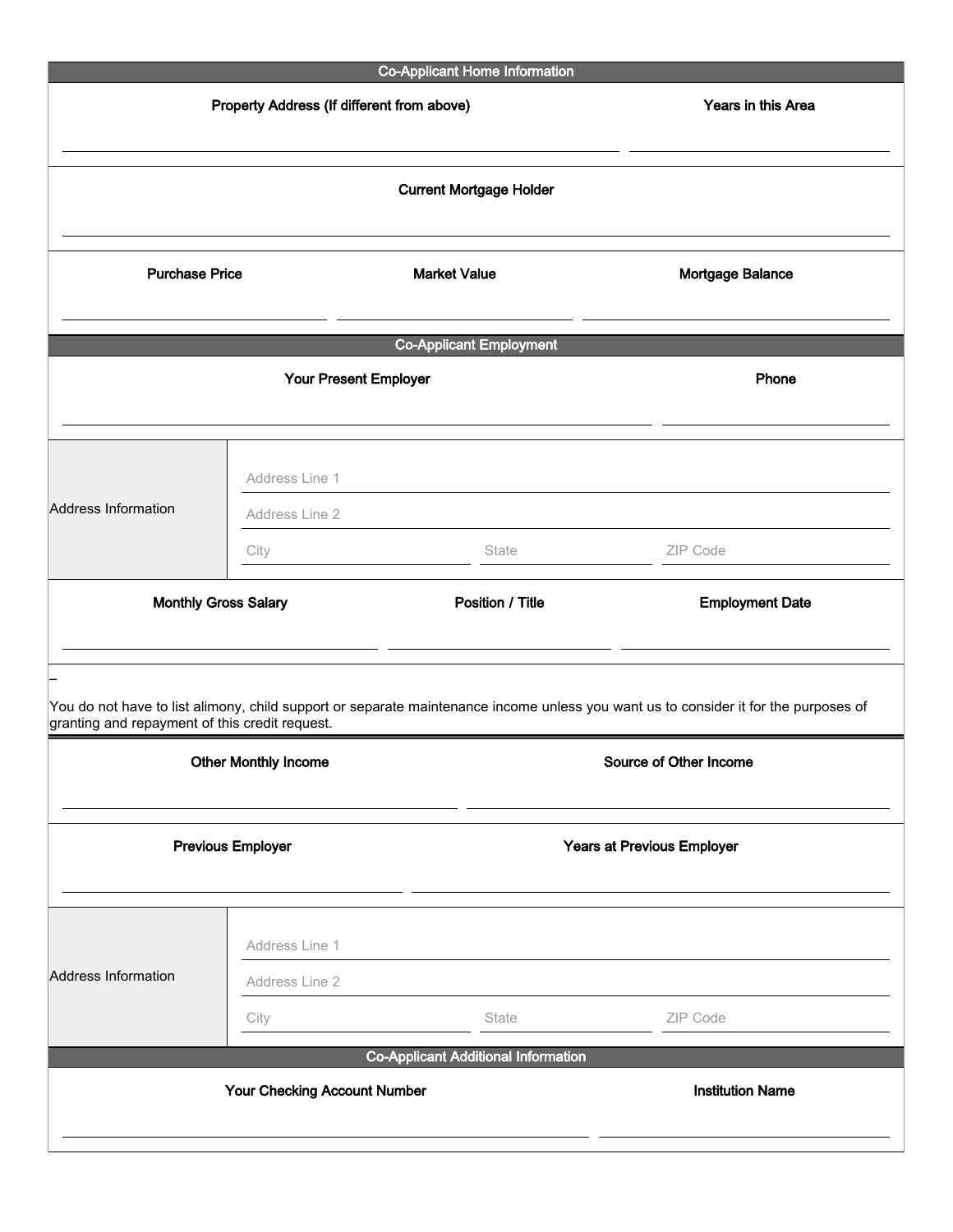## Co-Applicant Home Information

| Property Address (If different from above) | Years in this Area |
| --- | --- |
| | |

| Current Mortgage Holder |
| --- |
| |

| Purchase Price | Market Value | Mortgage Balance |
| --- | --- | --- |
| | | |

## Co-Applicant Employment

| Your Present Employer | Phone |
| --- | --- |
| | |

| Address Information | |
| --- | --- |
| | Address Line 1 |
| | Address Line 2 |
| | City / State / ZIP Code |

| Monthly Gross Salary | Position / Title | Employment Date |
| --- | --- | --- |
| | | |

–

You do not have to list alimony, child support or separate maintenance income unless you want us to consider it for the purposes of granting and repayment of this credit request.

| Other Monthly Income | Source of Other Income |
| --- | --- |
| | |

| Previous Employer | Years at Previous Employer |
| --- | --- |
| | |

| Address Information | |
| --- | --- |
| | Address Line 1 |
| | Address Line 2 |
| | City / State / ZIP Code |

## Co-Applicant Additional Information

| Your Checking Account Number | Institution Name |
| --- | --- |
| | |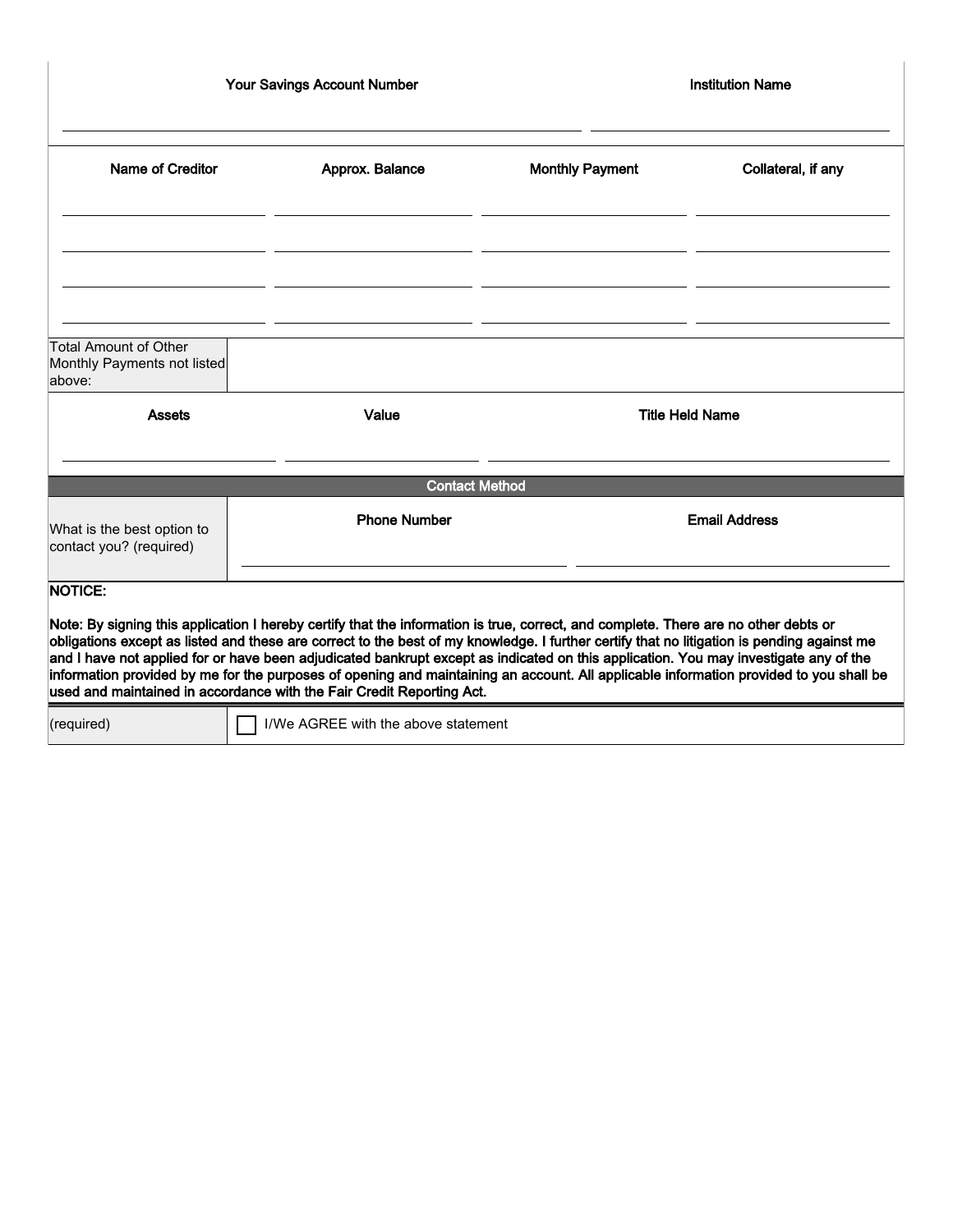| Your Savings Account Number | Institution Name |
| --- | --- |
| | |

| Name of Creditor | Approx. Balance | Monthly Payment | Collateral, if any |
| --- | --- | --- | --- |
| | | | |
| | | | |
| | | | |
| | | | |

| | |
| --- | --- |
| Total Amount of Other Monthly Payments not listed above: | |

| Assets | Value | Title Held Name |
| --- | --- | --- |
| | | |

## Contact Method

| | Phone Number | Email Address |
| --- | --- | --- |
| What is the best option to contact you? (required) | | |

**NOTICE:**

**Note: By signing this application I hereby certify that the information is true, correct, and complete. There are no other debts or obligations except as listed and these are correct to the best of my knowledge. I further certify that no litigation is pending against me and I have not applied for or have been adjudicated bankrupt except as indicated on this application. You may investigate any of the information provided by me for the purposes of opening and maintaining an account. All applicable information provided to you shall be used and maintained in accordance with the Fair Credit Reporting Act.**

| | |
| --- | --- |
| (required) | ☐ I/We AGREE with the above statement |